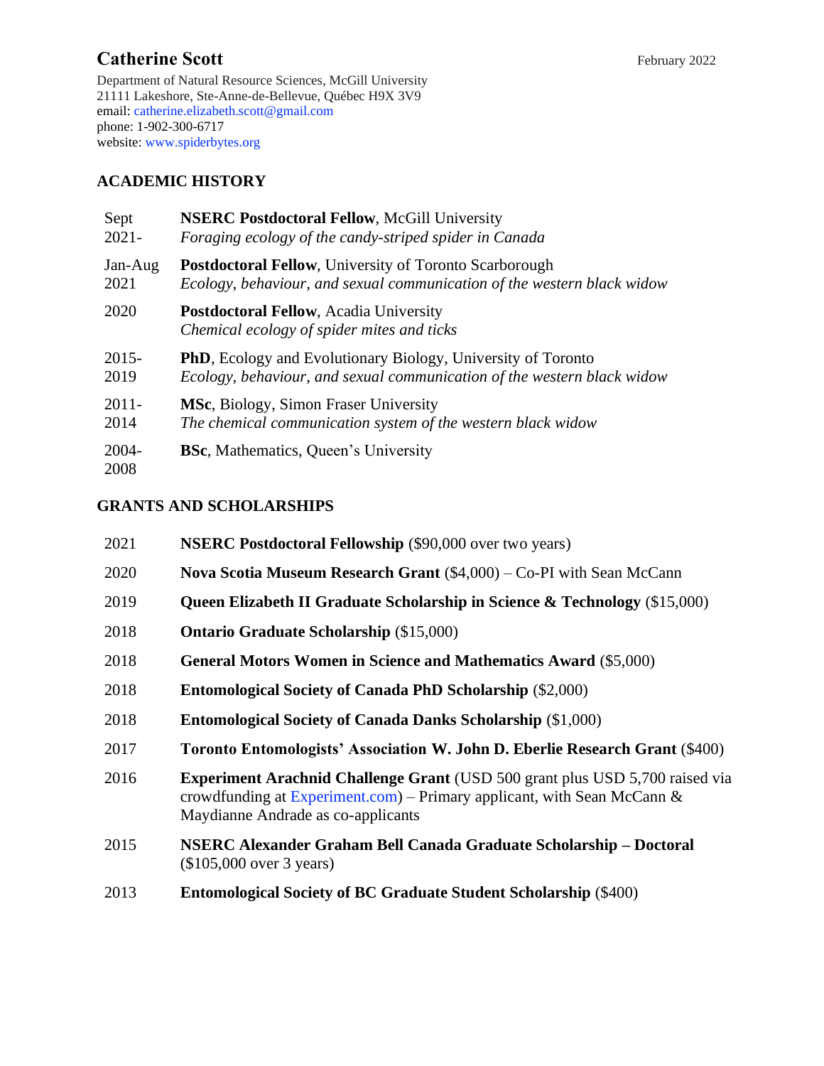# Catherine Scott

February 2022

Department of Natural Resource Sciences, McGill University
21111 Lakeshore, Ste-Anne-de-Bellevue, Québec H9X 3V9
email: catherine.elizabeth.scott@gmail.com
phone: 1-902-300-6717
website: www.spiderbytes.org

## ACADEMIC HISTORY

| | |
|---|---|
| Sept 2021- | **NSERC Postdoctoral Fellow**, McGill University<br>*Foraging ecology of the candy-striped spider in Canada* |
| Jan-Aug 2021 | **Postdoctoral Fellow**, University of Toronto Scarborough<br>*Ecology, behaviour, and sexual communication of the western black widow* |
| 2020 | **Postdoctoral Fellow**, Acadia University<br>*Chemical ecology of spider mites and ticks* |
| 2015-2019 | **PhD**, Ecology and Evolutionary Biology, University of Toronto<br>*Ecology, behaviour, and sexual communication of the western black widow* |
| 2011-2014 | **MSc**, Biology, Simon Fraser University<br>*The chemical communication system of the western black widow* |
| 2004-2008 | **BSc**, Mathematics, Queen's University |

## GRANTS AND SCHOLARSHIPS

| | |
|---|---|
| 2021 | **NSERC Postdoctoral Fellowship** ($90,000 over two years) |
| 2020 | **Nova Scotia Museum Research Grant** ($4,000) – Co-PI with Sean McCann |
| 2019 | **Queen Elizabeth II Graduate Scholarship in Science & Technology** ($15,000) |
| 2018 | **Ontario Graduate Scholarship** ($15,000) |
| 2018 | **General Motors Women in Science and Mathematics Award** ($5,000) |
| 2018 | **Entomological Society of Canada PhD Scholarship** ($2,000) |
| 2018 | **Entomological Society of Canada Danks Scholarship** ($1,000) |
| 2017 | **Toronto Entomologists' Association W. John D. Eberlie Research Grant** ($400) |
| 2016 | **Experiment Arachnid Challenge Grant** (USD 500 grant plus USD 5,700 raised via crowdfunding at Experiment.com) – Primary applicant, with Sean McCann & Maydianne Andrade as co-applicants |
| 2015 | **NSERC Alexander Graham Bell Canada Graduate Scholarship – Doctoral** ($105,000 over 3 years) |
| 2013 | **Entomological Society of BC Graduate Student Scholarship** ($400) |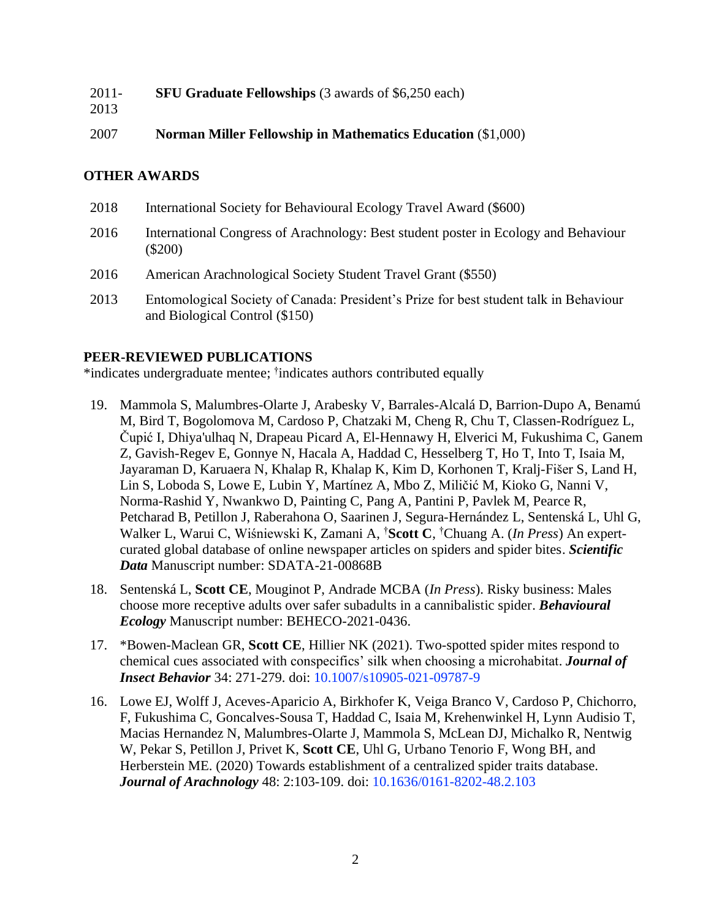2011-2013 **SFU Graduate Fellowships** (3 awards of $6,250 each)

2007 **Norman Miller Fellowship in Mathematics Education** ($1,000)

## OTHER AWARDS

2018 International Society for Behavioural Ecology Travel Award ($600)

2016 International Congress of Arachnology: Best student poster in Ecology and Behaviour ($200)

2016 American Arachnological Society Student Travel Grant ($550)

2013 Entomological Society of Canada: President's Prize for best student talk in Behaviour and Biological Control ($150)

## PEER-REVIEWED PUBLICATIONS

*indicates undergraduate mentee; †indicates authors contributed equally

19. Mammola S, Malumbres-Olarte J, Arabesky V, Barrales-Alcalá D, Barrion-Dupo A, Benamú M, Bird T, Bogolomova M, Cardoso P, Chatzaki M, Cheng R, Chu T, Classen-Rodríguez L, Čupić I, Dhiya'ulhaq N, Drapeau Picard A, El-Hennawy H, Elverici M, Fukushima C, Ganem Z, Gavish-Regev E, Gonnye N, Hacala A, Haddad C, Hesselberg T, Ho T, Into T, Isaia M, Jayaraman D, Karuaera N, Khalap R, Khalap K, Kim D, Korhonen T, Kralj-Fišer S, Land H, Lin S, Loboda S, Lowe E, Lubin Y, Martínez A, Mbo Z, Miličić M, Kioko G, Nanni V, Norma-Rashid Y, Nwankwo D, Painting C, Pang A, Pantini P, Pavlek M, Pearce R, Petcharad B, Petillon J, Raberahona O, Saarinen J, Segura-Hernández L, Sentenská L, Uhl G, Walker L, Warui C, Wiśniewski K, Zamani A, †**Scott C**, †Chuang A. (*In Press*) An expert-curated global database of online newspaper articles on spiders and spider bites. ***Scientific Data*** Manuscript number: SDATA-21-00868B

18. Sentenská L, **Scott CE**, Mouginot P, Andrade MCBA (*In Press*). Risky business: Males choose more receptive adults over safer subadults in a cannibalistic spider. ***Behavioural Ecology*** Manuscript number: BEHECO-2021-0436.

17. *Bowen-Maclean GR, **Scott CE**, Hillier NK (2021). Two-spotted spider mites respond to chemical cues associated with conspecifics' silk when choosing a microhabitat. ***Journal of Insect Behavior*** 34: 271-279. doi: 10.1007/s10905-021-09787-9

16. Lowe EJ, Wolff J, Aceves-Aparicio A, Birkhofer K, Veiga Branco V, Cardoso P, Chichorro, F, Fukushima C, Goncalves-Sousa T, Haddad C, Isaia M, Krehenwinkel H, Lynn Audisio T, Macias Hernandez N, Malumbres-Olarte J, Mammola S, McLean DJ, Michalko R, Nentwig W, Pekar S, Petillon J, Privet K, **Scott CE**, Uhl G, Urbano Tenorio F, Wong BH, and Herberstein ME. (2020) Towards establishment of a centralized spider traits database. ***Journal of Arachnology*** 48: 2:103-109. doi: 10.1636/0161-8202-48.2.103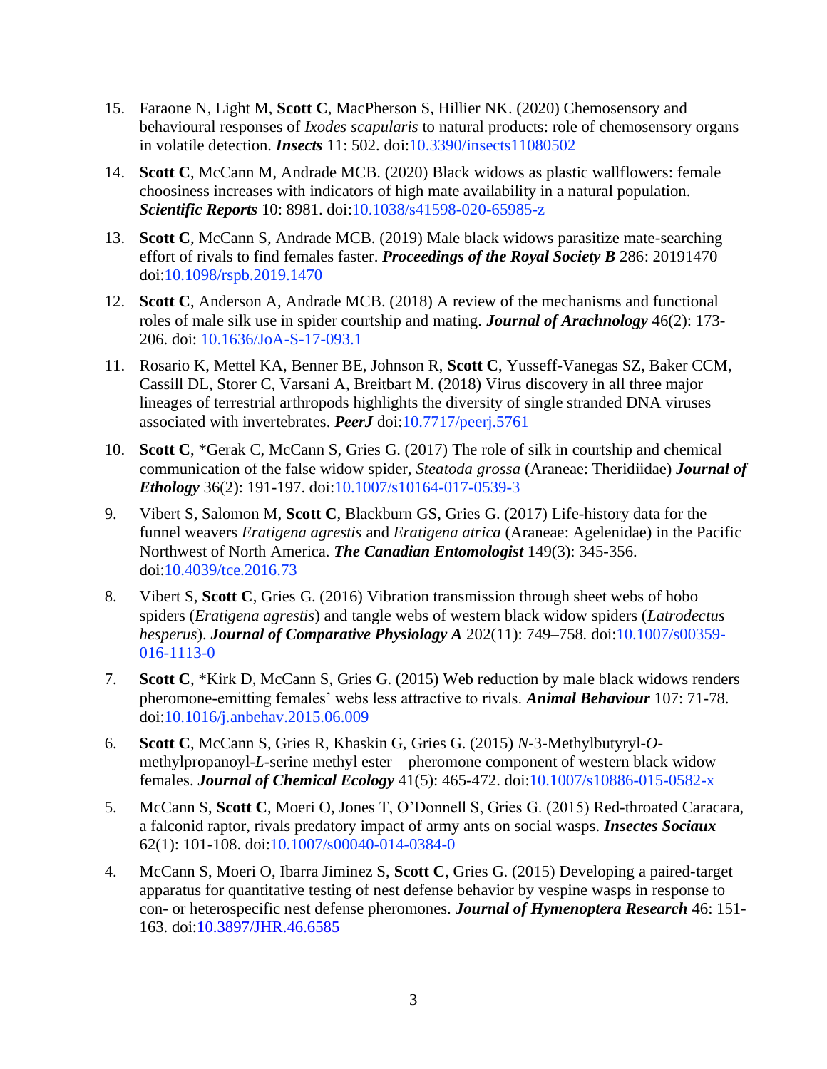15. Faraone N, Light M, **Scott C**, MacPherson S, Hillier NK. (2020) Chemosensory and behavioural responses of *Ixodes scapularis* to natural products: role of chemosensory organs in volatile detection. ***Insects*** 11: 502. doi:10.3390/insects11080502

14. **Scott C**, McCann M, Andrade MCB. (2020) Black widows as plastic wallflowers: female choosiness increases with indicators of high mate availability in a natural population. ***Scientific Reports*** 10: 8981. doi:10.1038/s41598-020-65985-z

13. **Scott C**, McCann S, Andrade MCB. (2019) Male black widows parasitize mate-searching effort of rivals to find females faster. ***Proceedings of the Royal Society B*** 286: 20191470 doi:10.1098/rspb.2019.1470

12. **Scott C**, Anderson A, Andrade MCB. (2018) A review of the mechanisms and functional roles of male silk use in spider courtship and mating. ***Journal of Arachnology*** 46(2): 173-206. doi: 10.1636/JoA-S-17-093.1

11. Rosario K, Mettel KA, Benner BE, Johnson R, **Scott C**, Yusseff-Vanegas SZ, Baker CCM, Cassill DL, Storer C, Varsani A, Breitbart M. (2018) Virus discovery in all three major lineages of terrestrial arthropods highlights the diversity of single stranded DNA viruses associated with invertebrates. ***PeerJ*** doi:10.7717/peerj.5761

10. **Scott C**, *Gerak C, McCann S, Gries G. (2017) The role of silk in courtship and chemical communication of the false widow spider, *Steatoda grossa* (Araneae: Theridiidae) ***Journal of Ethology*** 36(2): 191-197. doi:10.1007/s10164-017-0539-3

9. Vibert S, Salomon M, **Scott C**, Blackburn GS, Gries G. (2017) Life-history data for the funnel weavers *Eratigena agrestis* and *Eratigena atrica* (Araneae: Agelenidae) in the Pacific Northwest of North America. ***The Canadian Entomologist*** 149(3): 345-356. doi:10.4039/tce.2016.73

8. Vibert S, **Scott C**, Gries G. (2016) Vibration transmission through sheet webs of hobo spiders (*Eratigena agrestis*) and tangle webs of western black widow spiders (*Latrodectus hesperus*). ***Journal of Comparative Physiology A*** 202(11): 749–758. doi:10.1007/s00359-016-1113-0

7. **Scott C**, *Kirk D, McCann S, Gries G. (2015) Web reduction by male black widows renders pheromone-emitting females' webs less attractive to rivals. ***Animal Behaviour*** 107: 71-78. doi:10.1016/j.anbehav.2015.06.009

6. **Scott C**, McCann S, Gries R, Khaskin G, Gries G. (2015) *N*-3-Methylbutyryl-*O*-methylpropanoyl-*L*-serine methyl ester – pheromone component of western black widow females. ***Journal of Chemical Ecology*** 41(5): 465-472. doi:10.1007/s10886-015-0582-x

5. McCann S, **Scott C**, Moeri O, Jones T, O'Donnell S, Gries G. (2015) Red-throated Caracara, a falconid raptor, rivals predatory impact of army ants on social wasps. ***Insectes Sociaux*** 62(1): 101-108. doi:10.1007/s00040-014-0384-0

4. McCann S, Moeri O, Ibarra Jiminez S, **Scott C**, Gries G. (2015) Developing a paired-target apparatus for quantitative testing of nest defense behavior by vespine wasps in response to con- or heterospecific nest defense pheromones. ***Journal of Hymenoptera Research*** 46: 151-163. doi:10.3897/JHR.46.6585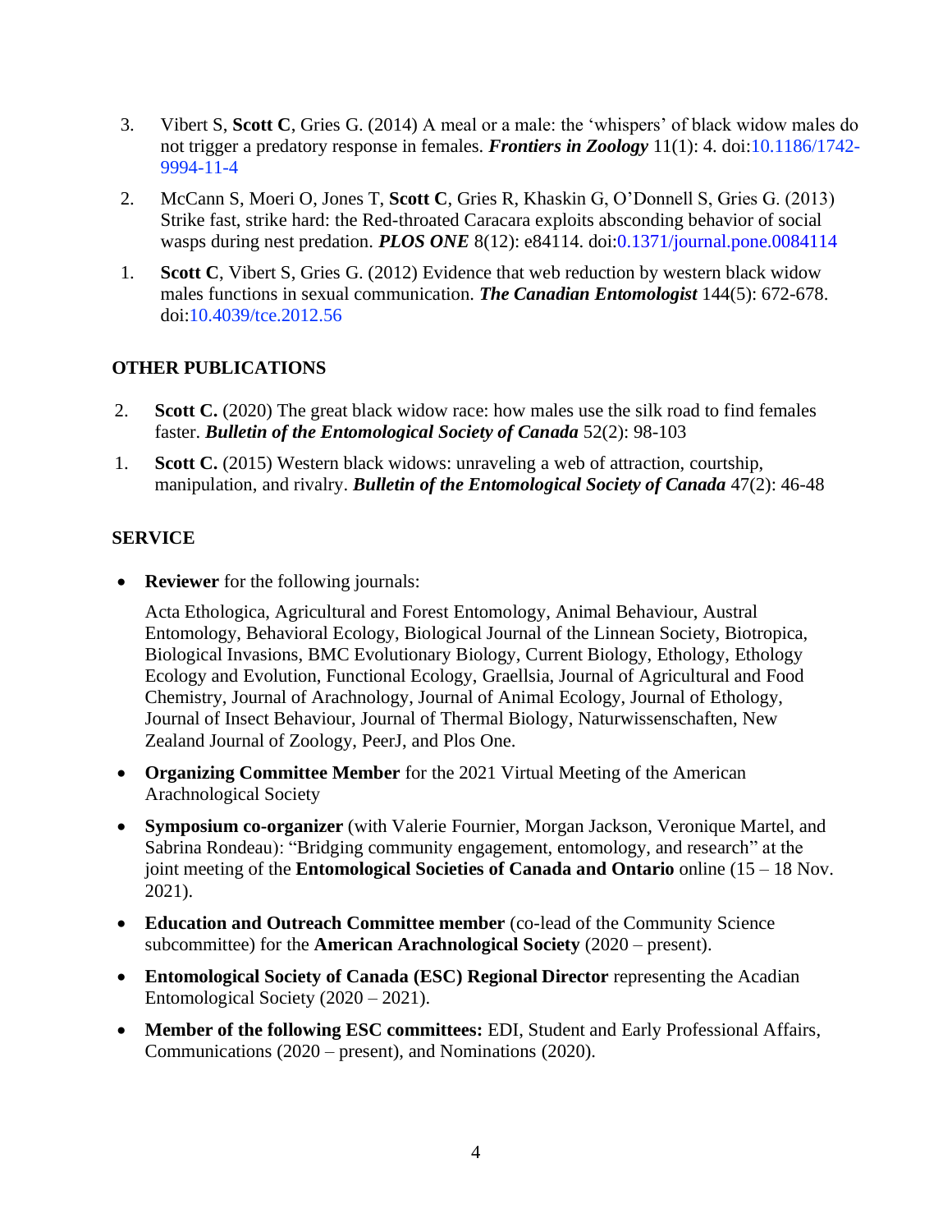3. Vibert S, **Scott C**, Gries G. (2014) A meal or a male: the 'whispers' of black widow males do not trigger a predatory response in females. ***Frontiers in Zoology*** 11(1): 4. doi:10.1186/1742-9994-11-4

2. McCann S, Moeri O, Jones T, **Scott C**, Gries R, Khaskin G, O'Donnell S, Gries G. (2013) Strike fast, strike hard: the Red-throated Caracara exploits absconding behavior of social wasps during nest predation. ***PLOS ONE*** 8(12): e84114. doi:0.1371/journal.pone.0084114

1. **Scott C**, Vibert S, Gries G. (2012) Evidence that web reduction by western black widow males functions in sexual communication. ***The Canadian Entomologist*** 144(5): 672-678. doi:10.4039/tce.2012.56

## OTHER PUBLICATIONS

2. **Scott C.** (2020) The great black widow race: how males use the silk road to find females faster. ***Bulletin of the Entomological Society of Canada*** 52(2): 98-103

1. **Scott C.** (2015) Western black widows: unraveling a web of attraction, courtship, manipulation, and rivalry. ***Bulletin of the Entomological Society of Canada*** 47(2): 46-48

## SERVICE

- **Reviewer** for the following journals:

  Acta Ethologica, Agricultural and Forest Entomology, Animal Behaviour, Austral Entomology, Behavioral Ecology, Biological Journal of the Linnean Society, Biotropica, Biological Invasions, BMC Evolutionary Biology, Current Biology, Ethology, Ethology Ecology and Evolution, Functional Ecology, Graellsia, Journal of Agricultural and Food Chemistry, Journal of Arachnology, Journal of Animal Ecology, Journal of Ethology, Journal of Insect Behaviour, Journal of Thermal Biology, Naturwissenschaften, New Zealand Journal of Zoology, PeerJ, and Plos One.

- **Organizing Committee Member** for the 2021 Virtual Meeting of the American Arachnological Society

- **Symposium co-organizer** (with Valerie Fournier, Morgan Jackson, Veronique Martel, and Sabrina Rondeau): "Bridging community engagement, entomology, and research" at the joint meeting of the **Entomological Societies of Canada and Ontario** online (15 – 18 Nov. 2021).

- **Education and Outreach Committee member** (co-lead of the Community Science subcommittee) for the **American Arachnological Society** (2020 – present).

- **Entomological Society of Canada (ESC) Regional Director** representing the Acadian Entomological Society (2020 – 2021).

- **Member of the following ESC committees:** EDI, Student and Early Professional Affairs, Communications (2020 – present), and Nominations (2020).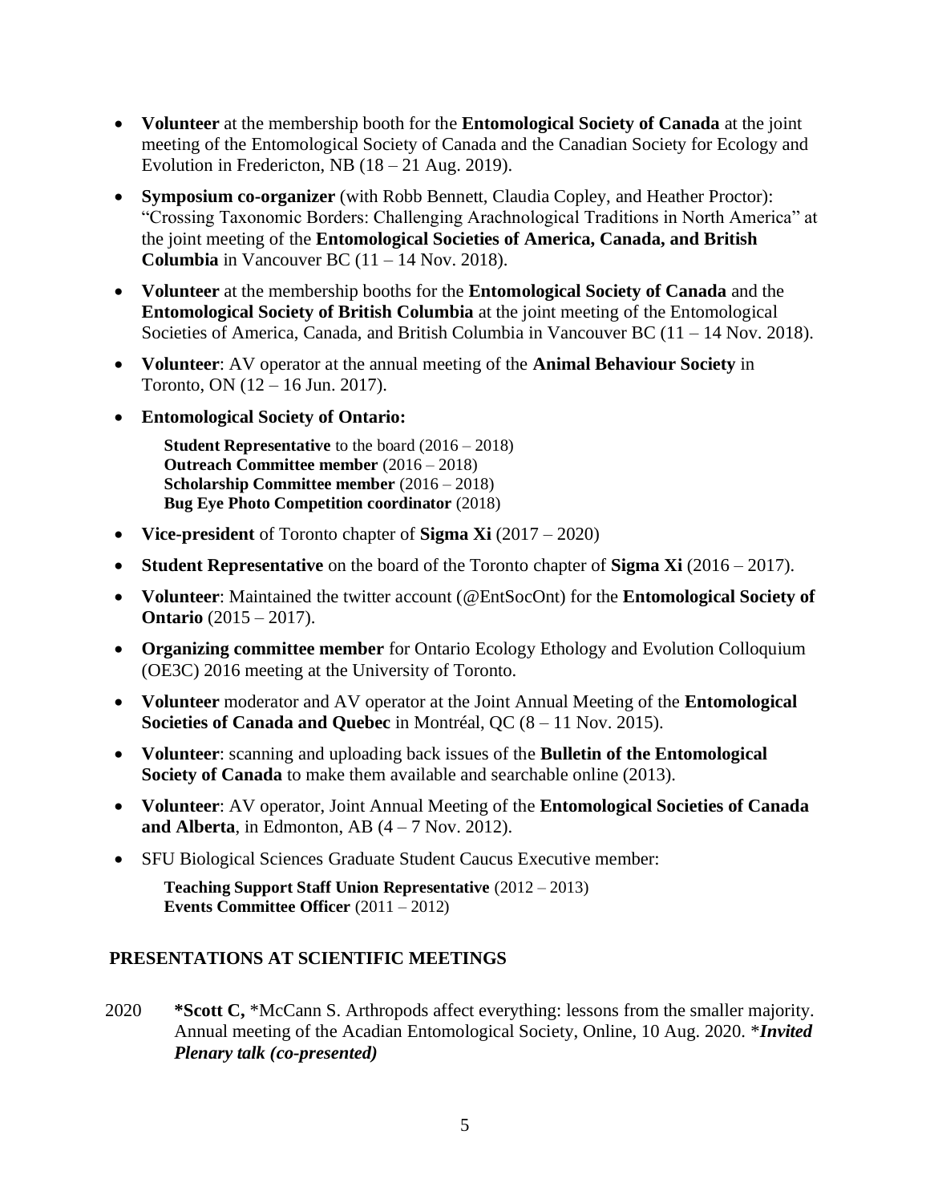- **Volunteer** at the membership booth for the **Entomological Society of Canada** at the joint meeting of the Entomological Society of Canada and the Canadian Society for Ecology and Evolution in Fredericton, NB (18 – 21 Aug. 2019).
- **Symposium co-organizer** (with Robb Bennett, Claudia Copley, and Heather Proctor): "Crossing Taxonomic Borders: Challenging Arachnological Traditions in North America" at the joint meeting of the **Entomological Societies of America, Canada, and British Columbia** in Vancouver BC (11 – 14 Nov. 2018).
- **Volunteer** at the membership booths for the **Entomological Society of Canada** and the **Entomological Society of British Columbia** at the joint meeting of the Entomological Societies of America, Canada, and British Columbia in Vancouver BC (11 – 14 Nov. 2018).
- **Volunteer**: AV operator at the annual meeting of the **Animal Behaviour Society** in Toronto, ON (12 – 16 Jun. 2017).
- **Entomological Society of Ontario:**

  **Student Representative** to the board (2016 – 2018)
  **Outreach Committee member** (2016 – 2018)
  **Scholarship Committee member** (2016 – 2018)
  **Bug Eye Photo Competition coordinator** (2018)
- **Vice-president** of Toronto chapter of **Sigma Xi** (2017 – 2020)
- **Student Representative** on the board of the Toronto chapter of **Sigma Xi** (2016 – 2017).
- **Volunteer**: Maintained the twitter account (@EntSocOnt) for the **Entomological Society of Ontario** (2015 – 2017).
- **Organizing committee member** for Ontario Ecology Ethology and Evolution Colloquium (OE3C) 2016 meeting at the University of Toronto.
- **Volunteer** moderator and AV operator at the Joint Annual Meeting of the **Entomological Societies of Canada and Quebec** in Montréal, QC (8 – 11 Nov. 2015).
- **Volunteer**: scanning and uploading back issues of the **Bulletin of the Entomological Society of Canada** to make them available and searchable online (2013).
- **Volunteer**: AV operator, Joint Annual Meeting of the **Entomological Societies of Canada and Alberta**, in Edmonton, AB (4 – 7 Nov. 2012).
- SFU Biological Sciences Graduate Student Caucus Executive member:

  **Teaching Support Staff Union Representative** (2012 – 2013)
  **Events Committee Officer** (2011 – 2012)

## PRESENTATIONS AT SCIENTIFIC MEETINGS

2020 **\*Scott C,** \*McCann S. Arthropods affect everything: lessons from the smaller majority. Annual meeting of the Acadian Entomological Society, Online, 10 Aug. 2020. \****Invited Plenary talk (co-presented)***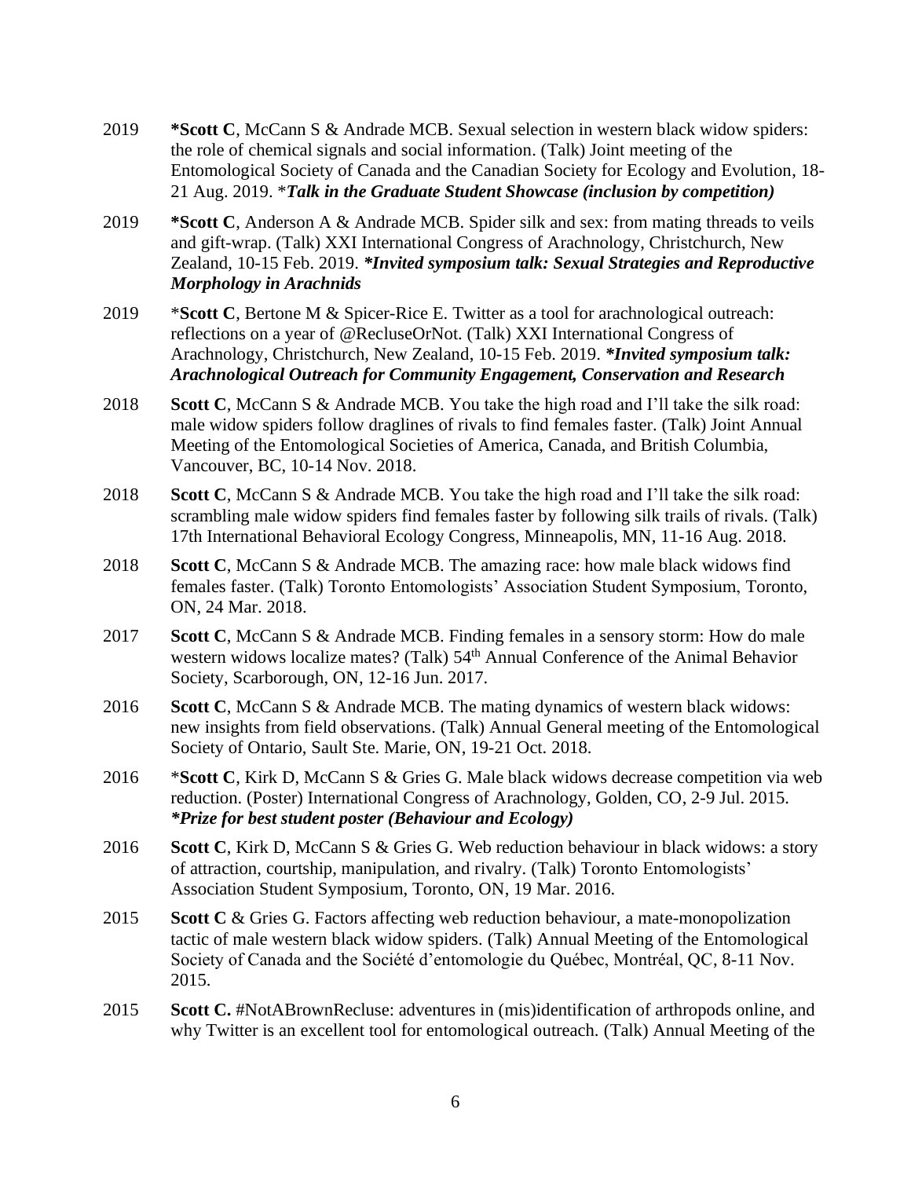2019 **\*Scott C**, McCann S & Andrade MCB. Sexual selection in western black widow spiders: the role of chemical signals and social information. (Talk) Joint meeting of the Entomological Society of Canada and the Canadian Society for Ecology and Evolution, 18-21 Aug. 2019. \****Talk in the Graduate Student Showcase (inclusion by competition)***

2019 **\*Scott C**, Anderson A & Andrade MCB. Spider silk and sex: from mating threads to veils and gift-wrap. (Talk) XXI International Congress of Arachnology, Christchurch, New Zealand, 10-15 Feb. 2019. ***\*Invited symposium talk: Sexual Strategies and Reproductive Morphology in Arachnids***

2019 \***Scott C**, Bertone M & Spicer-Rice E. Twitter as a tool for arachnological outreach: reflections on a year of @RecluseOrNot. (Talk) XXI International Congress of Arachnology, Christchurch, New Zealand, 10-15 Feb. 2019. ***\*Invited symposium talk: Arachnological Outreach for Community Engagement, Conservation and Research***

2018 **Scott C**, McCann S & Andrade MCB. You take the high road and I'll take the silk road: male widow spiders follow draglines of rivals to find females faster. (Talk) Joint Annual Meeting of the Entomological Societies of America, Canada, and British Columbia, Vancouver, BC, 10-14 Nov. 2018.

2018 **Scott C**, McCann S & Andrade MCB. You take the high road and I'll take the silk road: scrambling male widow spiders find females faster by following silk trails of rivals. (Talk) 17th International Behavioral Ecology Congress, Minneapolis, MN, 11-16 Aug. 2018.

2018 **Scott C**, McCann S & Andrade MCB. The amazing race: how male black widows find females faster. (Talk) Toronto Entomologists' Association Student Symposium, Toronto, ON, 24 Mar. 2018.

2017 **Scott C**, McCann S & Andrade MCB. Finding females in a sensory storm: How do male western widows localize mates? (Talk) 54th Annual Conference of the Animal Behavior Society, Scarborough, ON, 12-16 Jun. 2017.

2016 **Scott C**, McCann S & Andrade MCB. The mating dynamics of western black widows: new insights from field observations. (Talk) Annual General meeting of the Entomological Society of Ontario, Sault Ste. Marie, ON, 19-21 Oct. 2018.

2016 \***Scott C**, Kirk D, McCann S & Gries G. Male black widows decrease competition via web reduction. (Poster) International Congress of Arachnology, Golden, CO, 2-9 Jul. 2015. ***\*Prize for best student poster (Behaviour and Ecology)***

2016 **Scott C**, Kirk D, McCann S & Gries G. Web reduction behaviour in black widows: a story of attraction, courtship, manipulation, and rivalry. (Talk) Toronto Entomologists' Association Student Symposium, Toronto, ON, 19 Mar. 2016.

2015 **Scott C** & Gries G. Factors affecting web reduction behaviour, a mate-monopolization tactic of male western black widow spiders. (Talk) Annual Meeting of the Entomological Society of Canada and the Société d'entomologie du Québec, Montréal, QC, 8-11 Nov. 2015.

2015 **Scott C.** #NotABrownRecluse: adventures in (mis)identification of arthropods online, and why Twitter is an excellent tool for entomological outreach. (Talk) Annual Meeting of the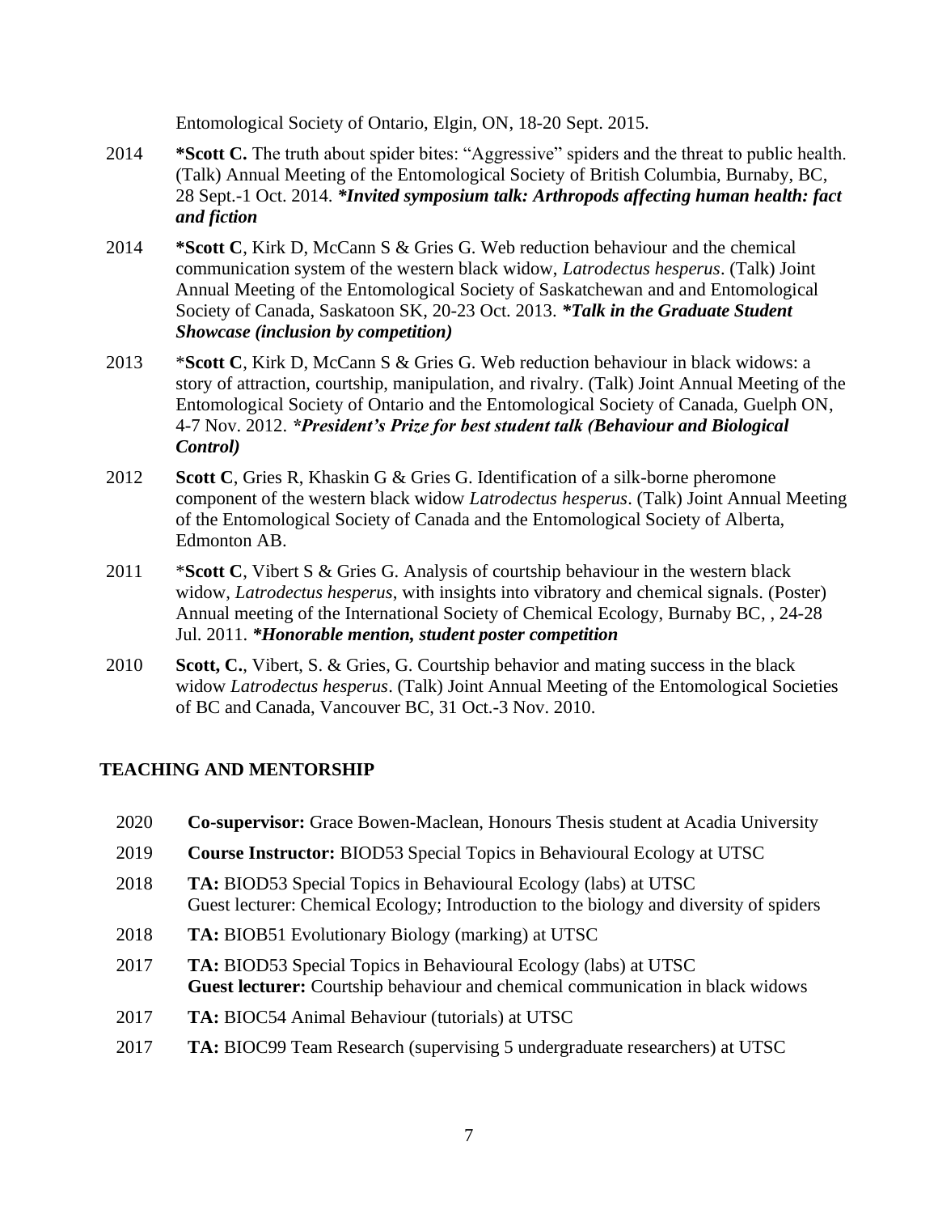Entomological Society of Ontario, Elgin, ON, 18-20 Sept. 2015.

2014 **\*Scott C.** The truth about spider bites: "Aggressive" spiders and the threat to public health. (Talk) Annual Meeting of the Entomological Society of British Columbia, Burnaby, BC, 28 Sept.-1 Oct. 2014. ***Invited symposium talk: Arthropods affecting human health: fact and fiction***

2014 **\*Scott C**, Kirk D, McCann S & Gries G. Web reduction behaviour and the chemical communication system of the western black widow, *Latrodectus hesperus*. (Talk) Joint Annual Meeting of the Entomological Society of Saskatchewan and and Entomological Society of Canada, Saskatoon SK, 20-23 Oct. 2013. ***Talk in the Graduate Student Showcase (inclusion by competition)***

2013 \***Scott C**, Kirk D, McCann S & Gries G. Web reduction behaviour in black widows: a story of attraction, courtship, manipulation, and rivalry. (Talk) Joint Annual Meeting of the Entomological Society of Ontario and the Entomological Society of Canada, Guelph ON, 4-7 Nov. 2012. ***President's Prize for best student talk (Behaviour and Biological Control)***

2012 **Scott C**, Gries R, Khaskin G & Gries G. Identification of a silk-borne pheromone component of the western black widow *Latrodectus hesperus*. (Talk) Joint Annual Meeting of the Entomological Society of Canada and the Entomological Society of Alberta, Edmonton AB.

2011 \***Scott C**, Vibert S & Gries G. Analysis of courtship behaviour in the western black widow, *Latrodectus hesperus*, with insights into vibratory and chemical signals. (Poster) Annual meeting of the International Society of Chemical Ecology, Burnaby BC, , 24-28 Jul. 2011. ***Honorable mention, student poster competition***

2010 **Scott, C.**, Vibert, S. & Gries, G. Courtship behavior and mating success in the black widow *Latrodectus hesperus*. (Talk) Joint Annual Meeting of the Entomological Societies of BC and Canada, Vancouver BC, 31 Oct.-3 Nov. 2010.

## TEACHING AND MENTORSHIP

2020 **Co-supervisor:** Grace Bowen-Maclean, Honours Thesis student at Acadia University

2019 **Course Instructor:** BIOD53 Special Topics in Behavioural Ecology at UTSC

2018 **TA:** BIOD53 Special Topics in Behavioural Ecology (labs) at UTSC
Guest lecturer: Chemical Ecology; Introduction to the biology and diversity of spiders

2018 **TA:** BIOB51 Evolutionary Biology (marking) at UTSC

2017 **TA:** BIOD53 Special Topics in Behavioural Ecology (labs) at UTSC
**Guest lecturer:** Courtship behaviour and chemical communication in black widows

2017 **TA:** BIOC54 Animal Behaviour (tutorials) at UTSC

2017 **TA:** BIOC99 Team Research (supervising 5 undergraduate researchers) at UTSC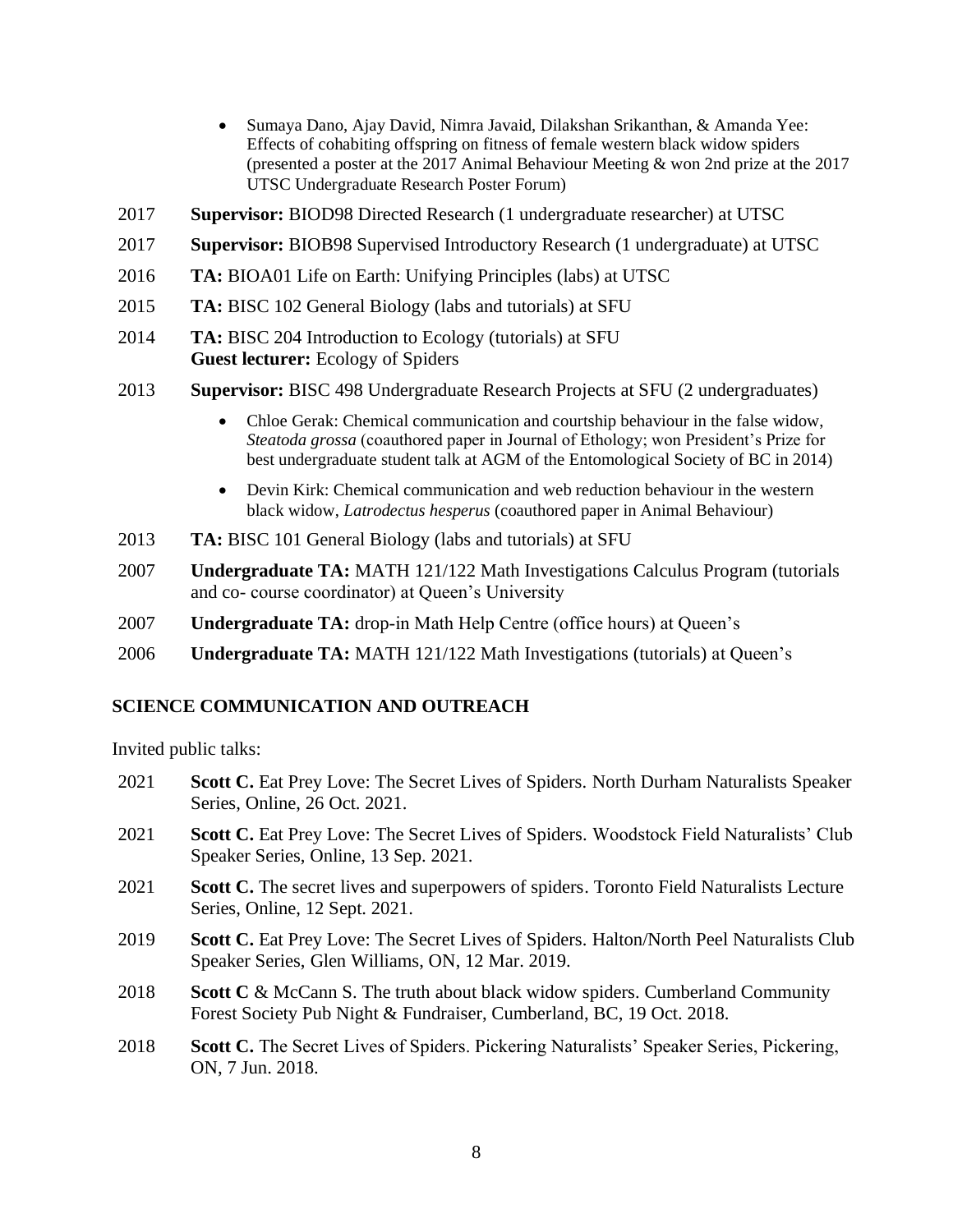- Sumaya Dano, Ajay David, Nimra Javaid, Dilakshan Srikanthan, & Amanda Yee: Effects of cohabiting offspring on fitness of female western black widow spiders (presented a poster at the 2017 Animal Behaviour Meeting & won 2nd prize at the 2017 UTSC Undergraduate Research Poster Forum)

2017 **Supervisor:** BIOD98 Directed Research (1 undergraduate researcher) at UTSC

2017 **Supervisor:** BIOB98 Supervised Introductory Research (1 undergraduate) at UTSC

2016 **TA:** BIOA01 Life on Earth: Unifying Principles (labs) at UTSC

2015 **TA:** BISC 102 General Biology (labs and tutorials) at SFU

2014 **TA:** BISC 204 Introduction to Ecology (tutorials) at SFU
**Guest lecturer:** Ecology of Spiders

2013 **Supervisor:** BISC 498 Undergraduate Research Projects at SFU (2 undergraduates)

- Chloe Gerak: Chemical communication and courtship behaviour in the false widow, *Steatoda grossa* (coauthored paper in Journal of Ethology; won President's Prize for best undergraduate student talk at AGM of the Entomological Society of BC in 2014)
- Devin Kirk: Chemical communication and web reduction behaviour in the western black widow, *Latrodectus hesperus* (coauthored paper in Animal Behaviour)

2013 **TA:** BISC 101 General Biology (labs and tutorials) at SFU

2007 **Undergraduate TA:** MATH 121/122 Math Investigations Calculus Program (tutorials and co- course coordinator) at Queen's University

2007 **Undergraduate TA:** drop-in Math Help Centre (office hours) at Queen's

2006 **Undergraduate TA:** MATH 121/122 Math Investigations (tutorials) at Queen's

## SCIENCE COMMUNICATION AND OUTREACH

Invited public talks:

2021 **Scott C.** Eat Prey Love: The Secret Lives of Spiders. North Durham Naturalists Speaker Series, Online, 26 Oct. 2021.

2021 **Scott C.** Eat Prey Love: The Secret Lives of Spiders. Woodstock Field Naturalists' Club Speaker Series, Online, 13 Sep. 2021.

2021 **Scott C.** The secret lives and superpowers of spiders. Toronto Field Naturalists Lecture Series, Online, 12 Sept. 2021.

2019 **Scott C.** Eat Prey Love: The Secret Lives of Spiders. Halton/North Peel Naturalists Club Speaker Series, Glen Williams, ON, 12 Mar. 2019.

2018 **Scott C** & McCann S. The truth about black widow spiders. Cumberland Community Forest Society Pub Night & Fundraiser, Cumberland, BC, 19 Oct. 2018.

2018 **Scott C.** The Secret Lives of Spiders. Pickering Naturalists' Speaker Series, Pickering, ON, 7 Jun. 2018.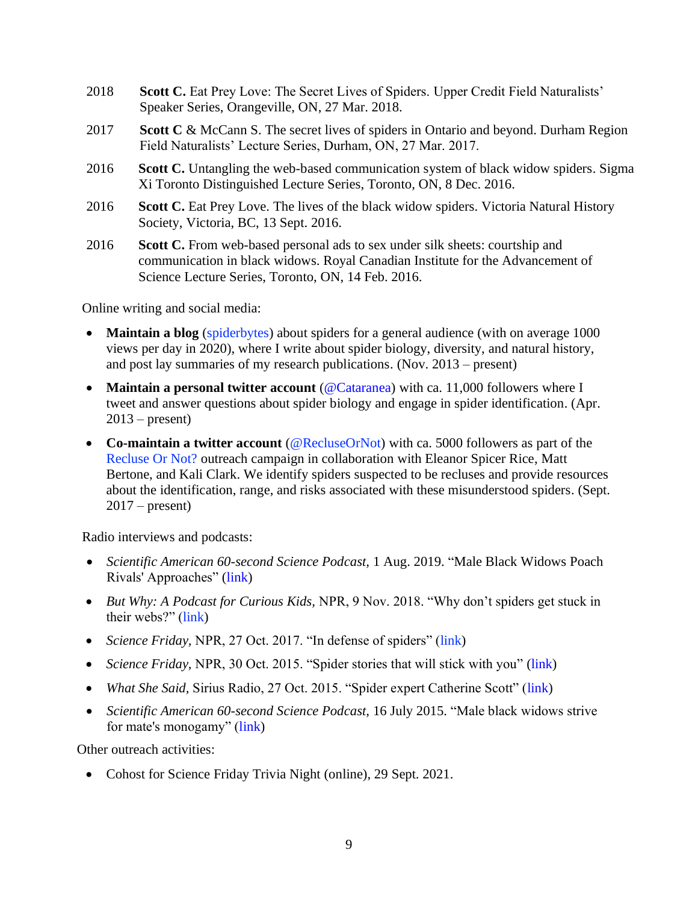2018 **Scott C.** Eat Prey Love: The Secret Lives of Spiders. Upper Credit Field Naturalists' Speaker Series, Orangeville, ON, 27 Mar. 2018.

2017 **Scott C** & McCann S. The secret lives of spiders in Ontario and beyond. Durham Region Field Naturalists' Lecture Series, Durham, ON, 27 Mar. 2017.

2016 **Scott C.** Untangling the web-based communication system of black widow spiders. Sigma Xi Toronto Distinguished Lecture Series, Toronto, ON, 8 Dec. 2016.

2016 **Scott C.** Eat Prey Love. The lives of the black widow spiders. Victoria Natural History Society, Victoria, BC, 13 Sept. 2016.

2016 **Scott C.** From web-based personal ads to sex under silk sheets: courtship and communication in black widows. Royal Canadian Institute for the Advancement of Science Lecture Series, Toronto, ON, 14 Feb. 2016.

Online writing and social media:

- **Maintain a blog** (spiderbytes) about spiders for a general audience (with on average 1000 views per day in 2020), where I write about spider biology, diversity, and natural history, and post lay summaries of my research publications. (Nov. 2013 – present)
- **Maintain a personal twitter account** (@Cataranea) with ca. 11,000 followers where I tweet and answer questions about spider biology and engage in spider identification. (Apr. 2013 – present)
- **Co-maintain a twitter account** (@RecluseOrNot) with ca. 5000 followers as part of the Recluse Or Not? outreach campaign in collaboration with Eleanor Spicer Rice, Matt Bertone, and Kali Clark. We identify spiders suspected to be recluses and provide resources about the identification, range, and risks associated with these misunderstood spiders. (Sept. 2017 – present)

Radio interviews and podcasts:

- *Scientific American 60-second Science Podcast,* 1 Aug. 2019. "Male Black Widows Poach Rivals' Approaches" (link)
- *But Why: A Podcast for Curious Kids*, NPR, 9 Nov. 2018. "Why don't spiders get stuck in their webs?" (link)
- *Science Friday*, NPR, 27 Oct. 2017. "In defense of spiders" (link)
- *Science Friday,* NPR, 30 Oct. 2015. "Spider stories that will stick with you" (link)
- *What She Said,* Sirius Radio, 27 Oct. 2015. "Spider expert Catherine Scott" (link)
- *Scientific American 60-second Science Podcast,* 16 July 2015. "Male black widows strive for mate's monogamy" (link)

Other outreach activities:

- Cohost for Science Friday Trivia Night (online), 29 Sept. 2021.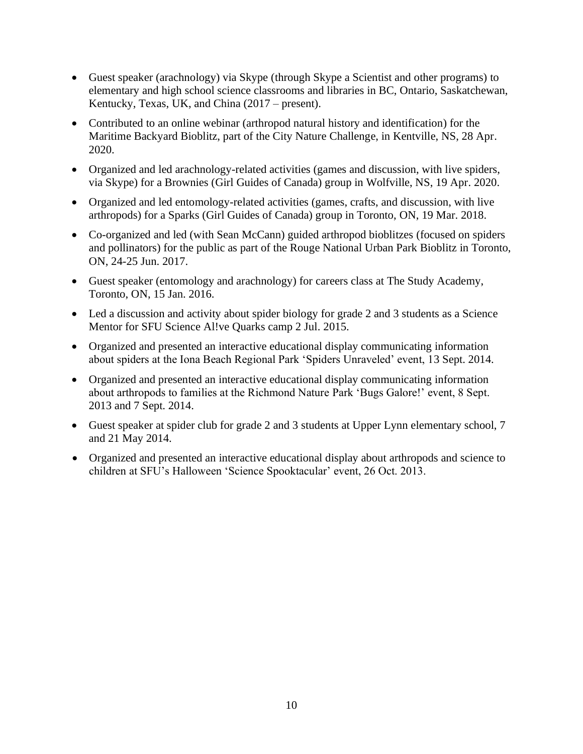- Guest speaker (arachnology) via Skype (through Skype a Scientist and other programs) to elementary and high school science classrooms and libraries in BC, Ontario, Saskatchewan, Kentucky, Texas, UK, and China (2017 – present).
- Contributed to an online webinar (arthropod natural history and identification) for the Maritime Backyard Bioblitz, part of the City Nature Challenge, in Kentville, NS, 28 Apr. 2020.
- Organized and led arachnology-related activities (games and discussion, with live spiders, via Skype) for a Brownies (Girl Guides of Canada) group in Wolfville, NS, 19 Apr. 2020.
- Organized and led entomology-related activities (games, crafts, and discussion, with live arthropods) for a Sparks (Girl Guides of Canada) group in Toronto, ON, 19 Mar. 2018.
- Co-organized and led (with Sean McCann) guided arthropod bioblitzes (focused on spiders and pollinators) for the public as part of the Rouge National Urban Park Bioblitz in Toronto, ON, 24-25 Jun. 2017.
- Guest speaker (entomology and arachnology) for careers class at The Study Academy, Toronto, ON, 15 Jan. 2016.
- Led a discussion and activity about spider biology for grade 2 and 3 students as a Science Mentor for SFU Science Al!ve Quarks camp 2 Jul. 2015.
- Organized and presented an interactive educational display communicating information about spiders at the Iona Beach Regional Park 'Spiders Unraveled' event, 13 Sept. 2014.
- Organized and presented an interactive educational display communicating information about arthropods to families at the Richmond Nature Park 'Bugs Galore!' event, 8 Sept. 2013 and 7 Sept. 2014.
- Guest speaker at spider club for grade 2 and 3 students at Upper Lynn elementary school, 7 and 21 May 2014.
- Organized and presented an interactive educational display about arthropods and science to children at SFU's Halloween 'Science Spooktacular' event, 26 Oct. 2013.